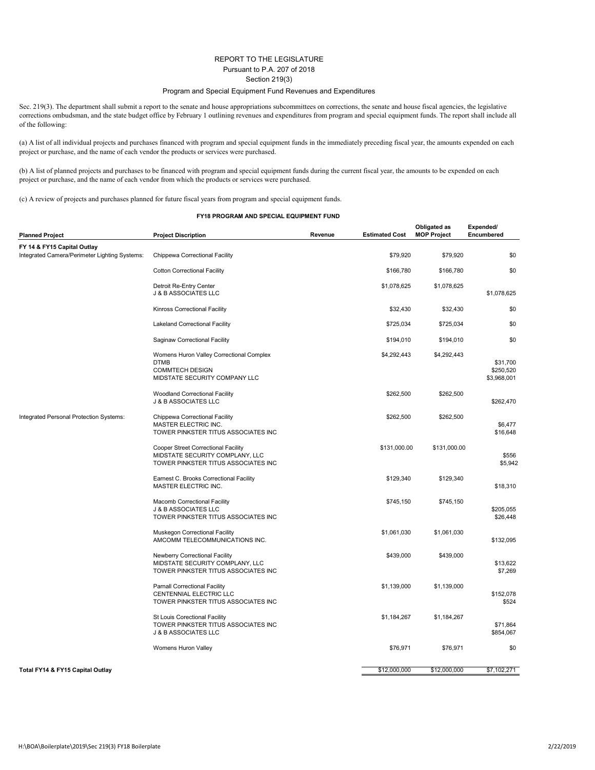# REPORT TO THE LEGISLATURE
## Pursuant to P.A. 207 of 2018
## Section 219(3)
### Program and Special Equipment Fund Revenues and Expenditures

Sec. 219(3). The department shall submit a report to the senate and house appropriations subcommittees on corrections, the senate and house fiscal agencies, the legislative corrections ombudsman, and the state budget office by February 1 outlining revenues and expenditures from program and special equipment funds. The report shall include all of the following:

(a) A list of all individual projects and purchases financed with program and special equipment funds in the immediately preceding fiscal year, the amounts expended on each project or purchase, and the name of each vendor the products or services were purchased.

(b) A list of planned projects and purchases to be financed with program and special equipment funds during the current fiscal year, the amounts to be expended on each project or purchase, and the name of each vendor from which the products or services were purchased.

(c) A review of projects and purchases planned for future fiscal years from program and special equipment funds.

**FY18 PROGRAM AND SPECIAL EQUIPMENT FUND**

| Planned Project | Project Discription | Revenue | Estimated Cost | Obligated as MOP Project | Expended/ Encumbered |
|---|---|---|---|---|---|
| **FY 14 & FY15 Capital Outlay** | | | | | |
| Integrated Camera/Perimeter Lighting Systems: | Chippewa Correctional Facility | | $79,920 | $79,920 | $0 |
| | Cotton Correctional Facility | | $166,780 | $166,780 | $0 |
| | Detroit Re-Entry Center | | $1,078,625 | $1,078,625 | |
| | J & B ASSOCIATES LLC | | | | $1,078,625 |
| | Kinross Correctional Facility | | $32,430 | $32,430 | $0 |
| | Lakeland Correctional Facility | | $725,034 | $725,034 | $0 |
| | Saginaw Correctional Facility | | $194,010 | $194,010 | $0 |
| | Womens Huron Valley Correctional Complex | | $4,292,443 | $4,292,443 | |
| | DTMB | | | | $31,700 |
| | COMMTECH DESIGN | | | | $250,520 |
| | MIDSTATE SECURITY COMPANY LLC | | | | $3,968,001 |
| | Woodland Correctional Facility | | $262,500 | $262,500 | |
| | J & B ASSOCIATES LLC | | | | $262,470 |
| Integrated Personal Protection Systems: | Chippewa Correctional Facility | | $262,500 | $262,500 | |
| | MASTER ELECTRIC INC. | | | | $6,477 |
| | TOWER PINKSTER TITUS ASSOCIATES INC | | | | $16,648 |
| | Cooper Street Correctional Facility | | $131,000.00 | $131,000.00 | |
| | MIDSTATE SECURITY COMPLANY, LLC | | | | $556 |
| | TOWER PINKSTER TITUS ASSOCIATES INC | | | | $5,942 |
| | Earnest C. Brooks Correctional Facility | | $129,340 | $129,340 | |
| | MASTER ELECTRIC INC. | | | | $18,310 |
| | Macomb Correctional Facility | | $745,150 | $745,150 | |
| | J & B ASSOCIATES LLC | | | | $205,055 |
| | TOWER PINKSTER TITUS ASSOCIATES INC | | | | $26,448 |
| | Muskegon Correctional Facility | | $1,061,030 | $1,061,030 | |
| | AMCOMM TELECOMMUNICATIONS INC. | | | | $132,095 |
| | Newberry Correctional Facility | | $439,000 | $439,000 | |
| | MIDSTATE SECURITY COMPLANY, LLC | | | | $13,622 |
| | TOWER PINKSTER TITUS ASSOCIATES INC | | | | $7,269 |
| | Parnall Correctional Facility | | $1,139,000 | $1,139,000 | |
| | CENTENNIAL ELECTRIC LLC | | | | $152,078 |
| | TOWER PINKSTER TITUS ASSOCIATES INC | | | | $524 |
| | St Louis Corectional Facility | | $1,184,267 | $1,184,267 | |
| | TOWER PINKSTER TITUS ASSOCIATES INC | | | | $71,864 |
| | J & B ASSOCIATES LLC | | | | $854,067 |
| | Womens Huron Valley | | $76,971 | $76,971 | $0 |
| **Total FY14 & FY15 Capital Outlay** | | | $12,000,000 | $12,000,000 | $7,102,271 |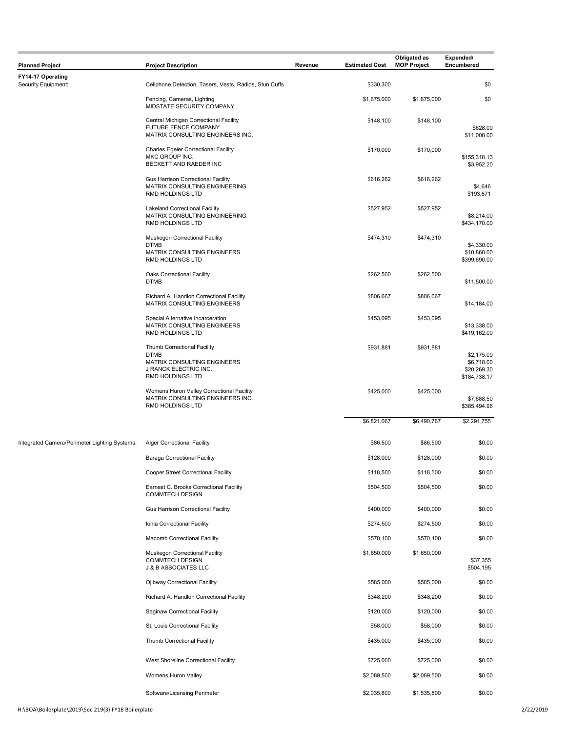| Planned Project | Project Description | Revenue | Estimated Cost | Obligated as MOP Project | Expended/ Encumbered |
|---|---|---|---|---|---|
| **FY14-17 Operating** | | | | | |
| Security Equipment: | Cellphone Detection, Tasers, Vests, Radios, Stun Cuffs | | $330,300 | | $0 |
| | Fencing, Cameras, Lighting<br>MIDSTATE SECURITY COMPANY | | $1,675,000 | $1,675,000 | $0 |
| | Central Michigan Correctional Facility | | $148,100 | $148,100 | |
| | FUTURE FENCE COMPANY | | | | $628.00 |
| | MATRIX CONSULTING ENGINEERS INC. | | | | $11,008.00 |
| | Charles Egeler Correctional Facility | | $170,000 | $170,000 | |
| | MKC GROUP INC. | | | | $155,318.13 |
| | BECKETT AND RAEDER INC | | | | $3,952.20 |
| | Gus Harrison Correctional Facility | | $616,262 | $616,262 | |
| | MATRIX CONSULTING ENGINEERING | | | | $4,646 |
| | RMD HOLDINGS LTD | | | | $193,671 |
| | Lakeland Correctional Facility | | $527,952 | $527,952 | |
| | MATRIX CONSULTING ENGINEERING | | | | $8,214.00 |
| | RMD HOLDINGS LTD | | | | $434,170.00 |
| | Muskegon Correctional Facility | | $474,310 | $474,310 | |
| | DTMB | | | | $4,330.00 |
| | MATRIX CONSULTING ENGINEERS | | | | $10,860.00 |
| | RMD HOLDINGS LTD | | | | $399,690.00 |
| | Oaks Correctional Facility | | $262,500 | $262,500 | |
| | DTMB | | | | $11,500.00 |
| | Richard A. Handlon Correctional Facility | | $806,667 | $806,667 | |
| | MATRIX CONSULTING ENGINEERS | | | | $14,184.00 |
| | Special Alternative Incarceration | | $453,095 | $453,095 | |
| | MATRIX CONSULTING ENGINEERS | | | | $13,338.00 |
| | RMD HOLDINGS LTD | | | | $419,162.00 |
| | Thumb Correctional Facility | | $931,881 | $931,881 | |
| | DTMB | | | | $2,175.00 |
| | MATRIX CONSULTING ENGINEERS | | | | $6,718.00 |
| | J RANCK ELECTRIC INC. | | | | $20,269.30 |
| | RMD HOLDINGS LTD | | | | $184,738.17 |
| | Womens Huron Valley Correctional Facility | | $425,000 | $425,000 | |
| | MATRIX CONSULTING ENGINEERS INC. | | | | $7,688.50 |
| | RMD HOLDINGS LTD | | | | $385,494.96 |
| | | | $6,821,067 | $6,490,767 | $2,291,755 |
| Integrated Camera/Perimeter Lighting Systems: | Alger Correctional Facility | | $86,500 | $86,500 | $0.00 |
| | Baraga Correctional Facility | | $128,000 | $128,000 | $0.00 |
| | Cooper Street Correctional Facility | | $118,500 | $118,500 | $0.00 |
| | Earnest C. Brooks Correctional Facility<br>COMMTECH DESIGN | | $504,500 | $504,500 | $0.00 |
| | Gus Harrison Correctional Facility | | $400,000 | $400,000 | $0.00 |
| | Ionia Correctional Facility | | $274,500 | $274,500 | $0.00 |
| | Macomb Correctional Facility | | $570,100 | $570,100 | $0.00 |
| | Muskegon Correctional Facility | | $1,650,000 | $1,650,000 | |
| | COMMTECH DESIGN | | | | $37,355 |
| | J & B ASSOCIATES LLC | | | | $504,195 |
| | Ojibway Correctional Facility | | $585,000 | $585,000 | $0.00 |
| | Richard A. Handlon Correctional Facility | | $348,200 | $348,200 | $0.00 |
| | Saginaw Correctional Facility | | $120,000 | $120,000 | $0.00 |
| | St. Louis Correctional Facility | | $58,000 | $58,000 | $0.00 |
| | Thumb Correctional Facility | | $435,000 | $435,000 | $0.00 |
| | West Shoreline Correctional Facility | | $725,000 | $725,000 | $0.00 |
| | Womens Huron Valley | | $2,089,500 | $2,089,500 | $0.00 |
| | Software/Licensing Perimeter | | $2,035,800 | $1,535,800 | $0.00 |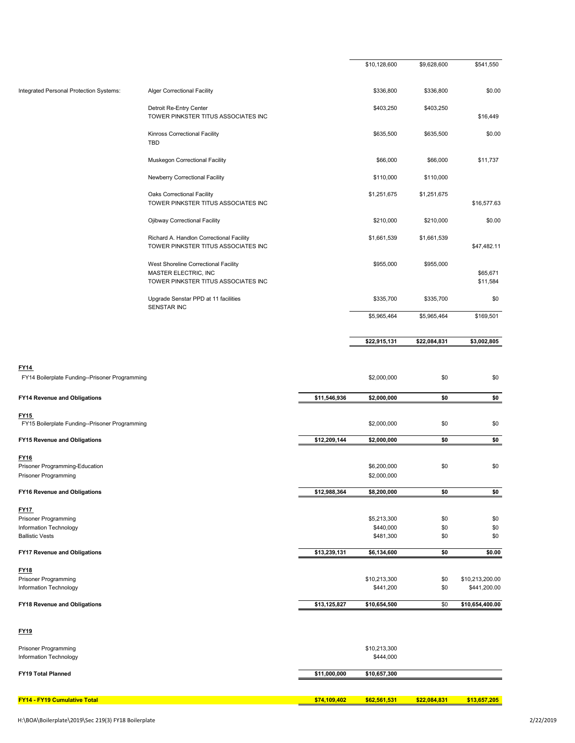| | | | | | |
|---|---|---|---|---|---|
| | | | $10,128,600 | $9,628,600 | $541,550 |
| Integrated Personal Protection Systems: | Alger Correctional Facility | | $336,800 | $336,800 | $0.00 |
| | Detroit Re-Entry Center | | $403,250 | $403,250 | |
| | TOWER PINKSTER TITUS ASSOCIATES INC | | | | $16,449 |
| | Kinross Correctional Facility | | $635,500 | $635,500 | $0.00 |
| | TBD | | | | |
| | Muskegon Correctional Facility | | $66,000 | $66,000 | $11,737 |
| | Newberry Correctional Facility | | $110,000 | $110,000 | |
| | Oaks Correctional Facility | | $1,251,675 | $1,251,675 | |
| | TOWER PINKSTER TITUS ASSOCIATES INC | | | | $16,577.63 |
| | Ojibway Correctional Facility | | $210,000 | $210,000 | $0.00 |
| | Richard A. Handlon Correctional Facility | | $1,661,539 | $1,661,539 | |
| | TOWER PINKSTER TITUS ASSOCIATES INC | | | | $47,482.11 |
| | West Shoreline Correctional Facility | | $955,000 | $955,000 | |
| | MASTER ELECTRIC, INC | | | | $65,671 |
| | TOWER PINKSTER TITUS ASSOCIATES INC | | | | $11,584 |
| | Upgrade Senstar PPD at 11 facilities | | $335,700 | $335,700 | $0 |
| | SENSTAR INC | | | | |
| | | | $5,965,464 | $5,965,464 | $169,501 |
| | | | **$22,915,131** | **$22,084,831** | **$3,002,805** |
| **FY14** | | | | | |
| FY14 Boilerplate Funding--Prisoner Programming | | | $2,000,000 | $0 | $0 |
| **FY14 Revenue and Obligations** | | **$11,546,936** | **$2,000,000** | **$0** | **$0** |
| **FY15** | | | | | |
| FY15 Boilerplate Funding--Prisoner Programming | | | $2,000,000 | $0 | $0 |
| **FY15 Revenue and Obligations** | | **$12,209,144** | **$2,000,000** | **$0** | **$0** |
| **FY16** | | | | | |
| Prisoner Programming-Education | | | $6,200,000 | $0 | $0 |
| Prisoner Programming | | | $2,000,000 | | |
| **FY16 Revenue and Obligations** | | **$12,988,364** | **$8,200,000** | **$0** | **$0** |
| **FY17** | | | | | |
| Prisoner Programming | | | $5,213,300 | $0 | $0 |
| Information Technology | | | $440,000 | $0 | $0 |
| Ballistic Vests | | | $481,300 | $0 | $0 |
| **FY17 Revenue and Obligations** | | **$13,239,131** | **$6,134,600** | **$0** | **$0.00** |
| **FY18** | | | | | |
| Prisoner Programming | | | $10,213,300 | $0 | $10,213,200.00 |
| Information Technology | | | $441,200 | $0 | $441,200.00 |
| **FY18 Revenue and Obligations** | | **$13,125,827** | **$10,654,500** | $0 | **$10,654,400.00** |
| **FY19** | | | | | |
| Prisoner Programming | | | $10,213,300 | | |
| Information Technology | | | $444,000 | | |
| **FY19 Total Planned** | | **$11,000,000** | **$10,657,300** | | |
| **FY14 - FY19 Cumulative Total** | | **$74,109,402** | **$62,561,531** | **$22,084,831** | **$13,657,205** |

H:\BOA\Boilerplate\2019\Sec 219(3) FY18 Boilerplate 2/22/2019